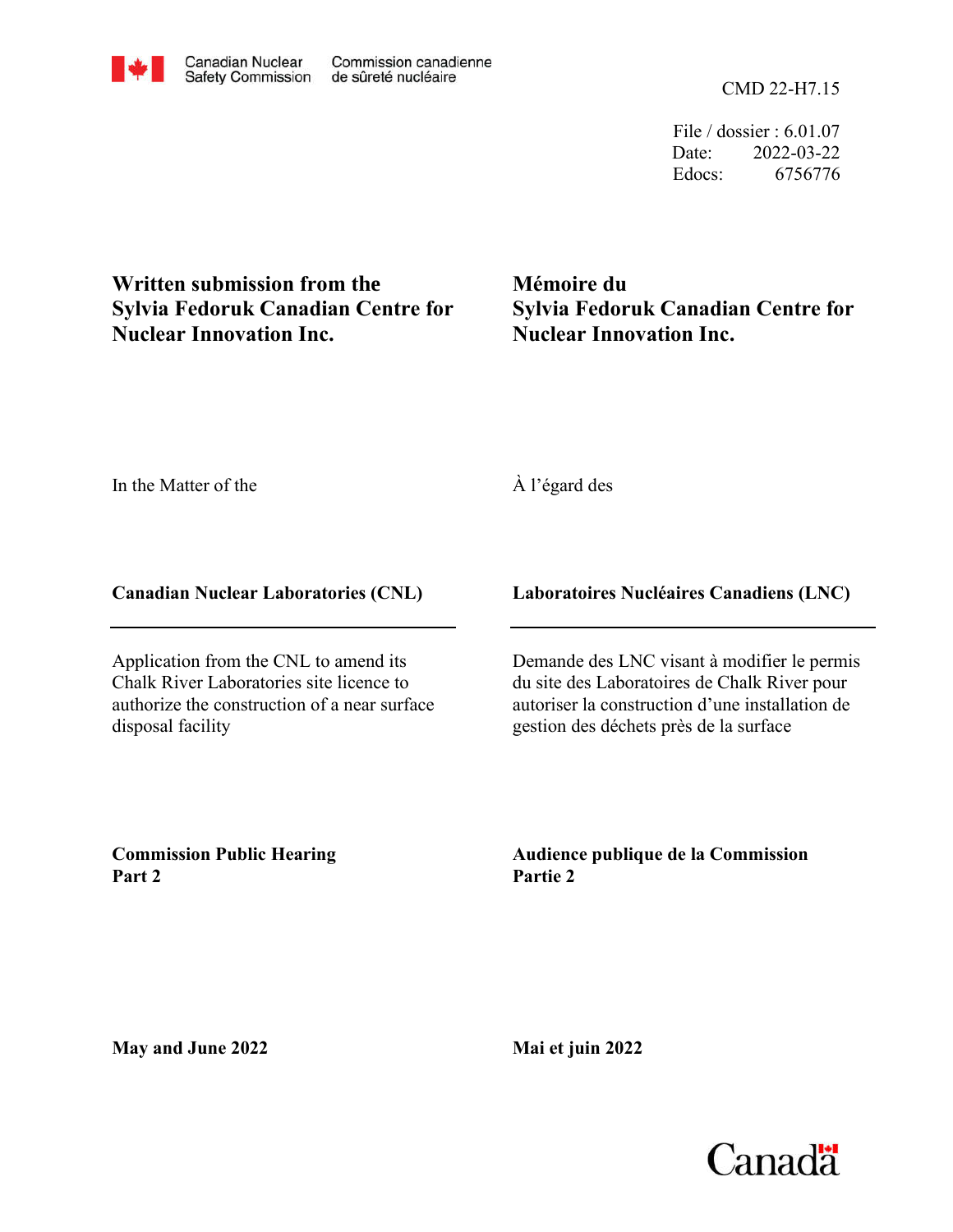Canadian Nuclear Safety Commission — Commission canadienne de sûreté nucléaire

CMD 22-H7.15

File / dossier : 6.01.07
Date: 2022-03-22
Edocs: 6756776

# Written submission from the Sylvia Fedoruk Canadian Centre for Nuclear Innovation Inc.

# Mémoire du Sylvia Fedoruk Canadian Centre for Nuclear Innovation Inc.

In the Matter of the

À l'égard des

**Canadian Nuclear Laboratories (CNL)**

**Laboratoires Nucléaires Canadiens (LNC)**

---

Application from the CNL to amend its Chalk River Laboratories site licence to authorize the construction of a near surface disposal facility

Demande des LNC visant à modifier le permis du site des Laboratoires de Chalk River pour autoriser la construction d'une installation de gestion des déchets près de la surface

**Commission Public Hearing**
**Part 2**

**Audience publique de la Commission**
**Partie 2**

**May and June 2022**

**Mai et juin 2022**

Canada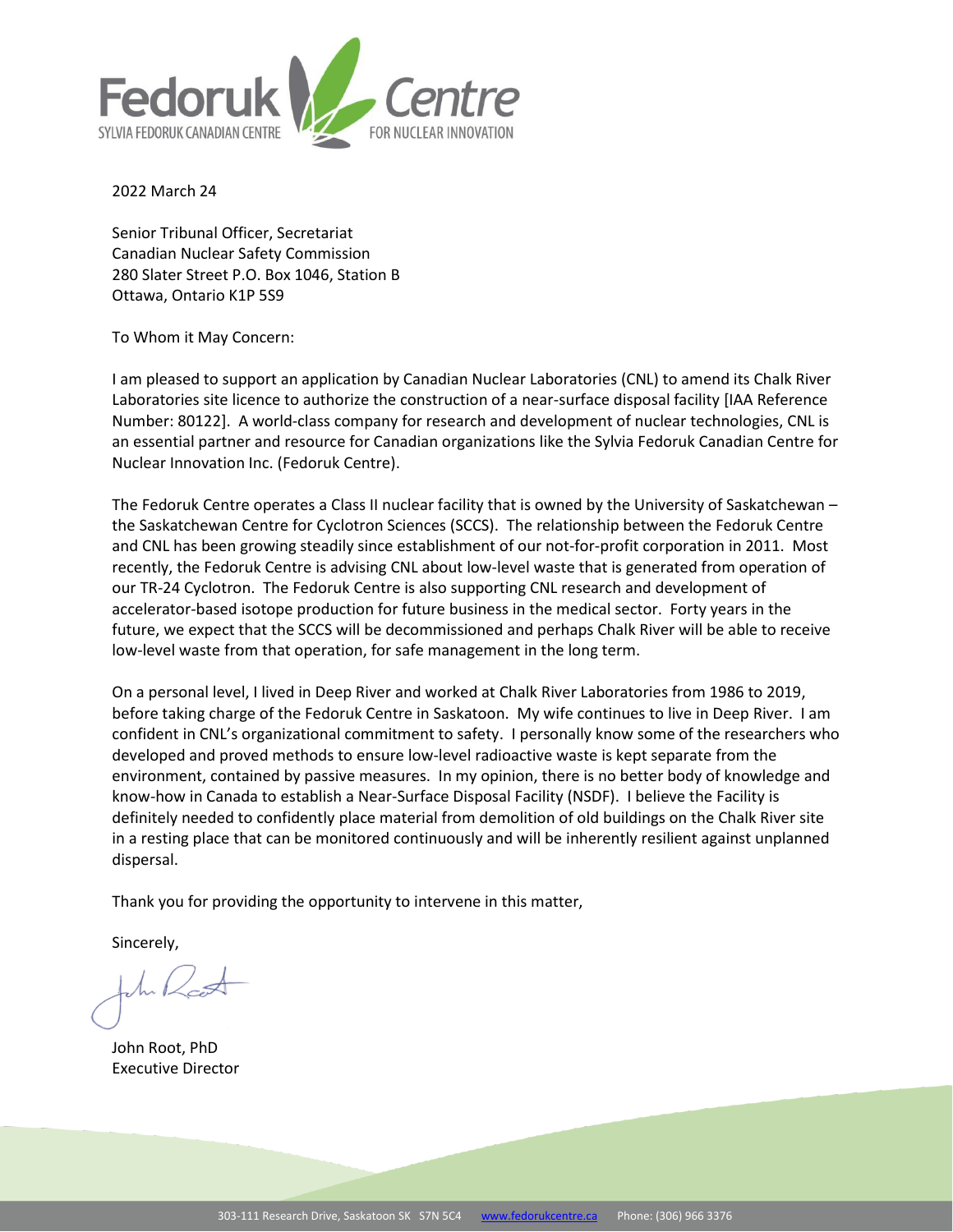Fedoruk Centre

SYLVIA FEDORUK CANADIAN CENTRE FOR NUCLEAR INNOVATION

2022 March 24

Senior Tribunal Officer, Secretariat
Canadian Nuclear Safety Commission
280 Slater Street P.O. Box 1046, Station B
Ottawa, Ontario K1P 5S9

To Whom it May Concern:

I am pleased to support an application by Canadian Nuclear Laboratories (CNL) to amend its Chalk River Laboratories site licence to authorize the construction of a near-surface disposal facility [IAA Reference Number: 80122]. A world-class company for research and development of nuclear technologies, CNL is an essential partner and resource for Canadian organizations like the Sylvia Fedoruk Canadian Centre for Nuclear Innovation Inc. (Fedoruk Centre).

The Fedoruk Centre operates a Class II nuclear facility that is owned by the University of Saskatchewan – the Saskatchewan Centre for Cyclotron Sciences (SCCS). The relationship between the Fedoruk Centre and CNL has been growing steadily since establishment of our not-for-profit corporation in 2011. Most recently, the Fedoruk Centre is advising CNL about low-level waste that is generated from operation of our TR-24 Cyclotron. The Fedoruk Centre is also supporting CNL research and development of accelerator-based isotope production for future business in the medical sector. Forty years in the future, we expect that the SCCS will be decommissioned and perhaps Chalk River will be able to receive low-level waste from that operation, for safe management in the long term.

On a personal level, I lived in Deep River and worked at Chalk River Laboratories from 1986 to 2019, before taking charge of the Fedoruk Centre in Saskatoon. My wife continues to live in Deep River. I am confident in CNL's organizational commitment to safety. I personally know some of the researchers who developed and proved methods to ensure low-level radioactive waste is kept separate from the environment, contained by passive measures. In my opinion, there is no better body of knowledge and know-how in Canada to establish a Near-Surface Disposal Facility (NSDF). I believe the Facility is definitely needed to confidently place material from demolition of old buildings on the Chalk River site in a resting place that can be monitored continuously and will be inherently resilient against unplanned dispersal.

Thank you for providing the opportunity to intervene in this matter,

Sincerely,

John Root, PhD
Executive Director

303-111 Research Drive, Saskatoon SK S7N 5C4 www.fedorukcentre.ca Phone: (306) 966 3376